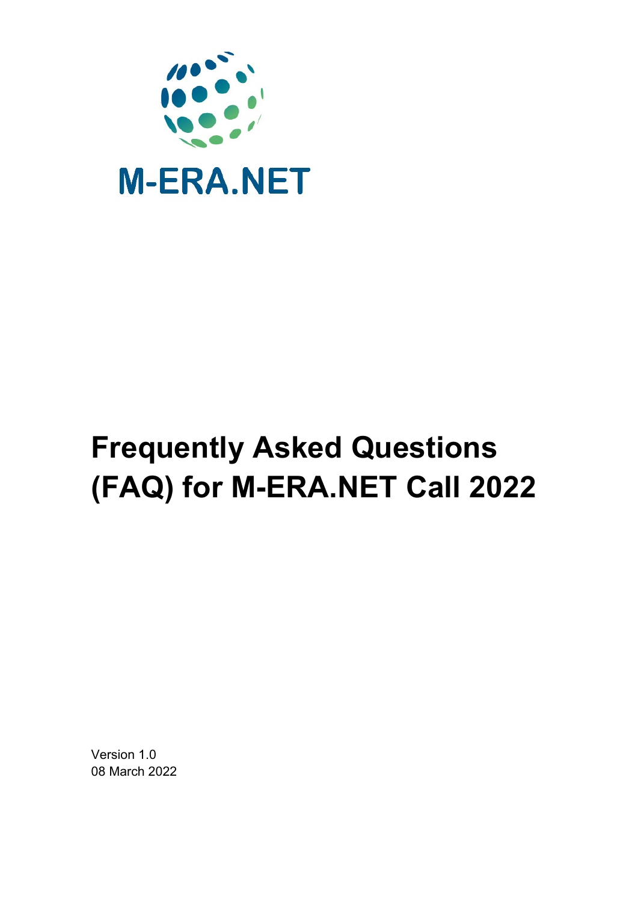M-ERA.NET

# Frequently Asked Questions (FAQ) for M-ERA.NET Call 2022

Version 1.0
08 March 2022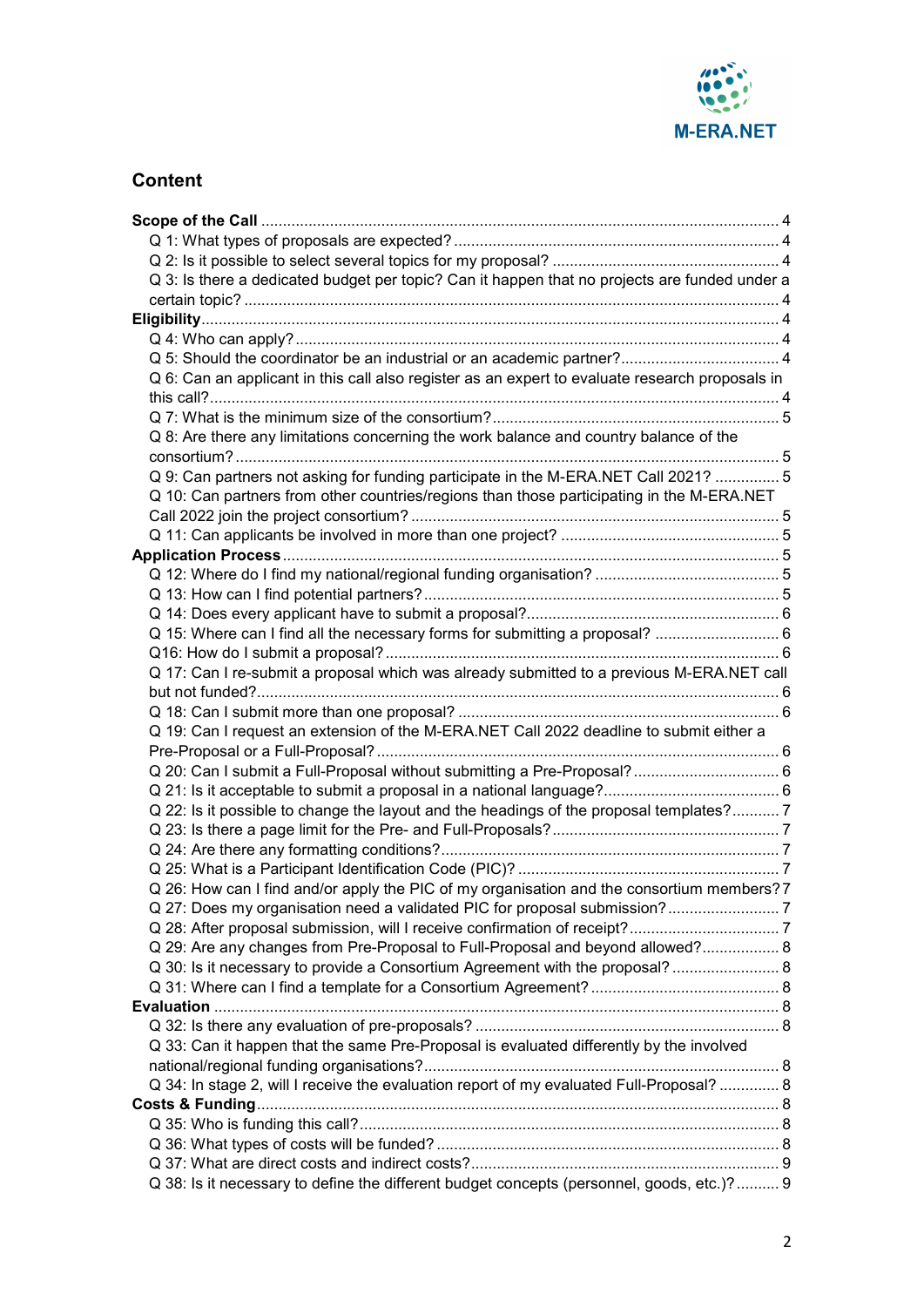## Content

**Scope of the Call** .... 4

- Q 1: What types of proposals are expected? .... 4
- Q 2: Is it possible to select several topics for my proposal? .... 4
- Q 3: Is there a dedicated budget per topic? Can it happen that no projects are funded under a certain topic? .... 4

**Eligibility** .... 4

- Q 4: Who can apply? .... 4
- Q 5: Should the coordinator be an industrial or an academic partner? .... 4
- Q 6: Can an applicant in this call also register as an expert to evaluate research proposals in this call? .... 4
- Q 7: What is the minimum size of the consortium? .... 5
- Q 8: Are there any limitations concerning the work balance and country balance of the consortium? .... 5
- Q 9: Can partners not asking for funding participate in the M-ERA.NET Call 2021? .... 5
- Q 10: Can partners from other countries/regions than those participating in the M-ERA.NET Call 2022 join the project consortium? .... 5
- Q 11: Can applicants be involved in more than one project? .... 5

**Application Process** .... 5

- Q 12: Where do I find my national/regional funding organisation? .... 5
- Q 13: How can I find potential partners? .... 5
- Q 14: Does every applicant have to submit a proposal? .... 6
- Q 15: Where can I find all the necessary forms for submitting a proposal? .... 6
- Q16: How do I submit a proposal? .... 6
- Q 17: Can I re-submit a proposal which was already submitted to a previous M-ERA.NET call but not funded? .... 6
- Q 18: Can I submit more than one proposal? .... 6
- Q 19: Can I request an extension of the M-ERA.NET Call 2022 deadline to submit either a Pre-Proposal or a Full-Proposal? .... 6
- Q 20: Can I submit a Full-Proposal without submitting a Pre-Proposal? .... 6
- Q 21: Is it acceptable to submit a proposal in a national language? .... 6
- Q 22: Is it possible to change the layout and the headings of the proposal templates? .... 7
- Q 23: Is there a page limit for the Pre- and Full-Proposals? .... 7
- Q 24: Are there any formatting conditions? .... 7
- Q 25: What is a Participant Identification Code (PIC)? .... 7
- Q 26: How can I find and/or apply the PIC of my organisation and the consortium members? 7
- Q 27: Does my organisation need a validated PIC for proposal submission? .... 7
- Q 28: After proposal submission, will I receive confirmation of receipt? .... 7
- Q 29: Are any changes from Pre-Proposal to Full-Proposal and beyond allowed? .... 8
- Q 30: Is it necessary to provide a Consortium Agreement with the proposal? .... 8
- Q 31: Where can I find a template for a Consortium Agreement? .... 8

**Evaluation** .... 8

- Q 32: Is there any evaluation of pre-proposals? .... 8
- Q 33: Can it happen that the same Pre-Proposal is evaluated differently by the involved national/regional funding organisations? .... 8
- Q 34: In stage 2, will I receive the evaluation report of my evaluated Full-Proposal? .... 8

**Costs & Funding** .... 8

- Q 35: Who is funding this call? .... 8
- Q 36: What types of costs will be funded? .... 8
- Q 37: What are direct costs and indirect costs? .... 9
- Q 38: Is it necessary to define the different budget concepts (personnel, goods, etc.)? .... 9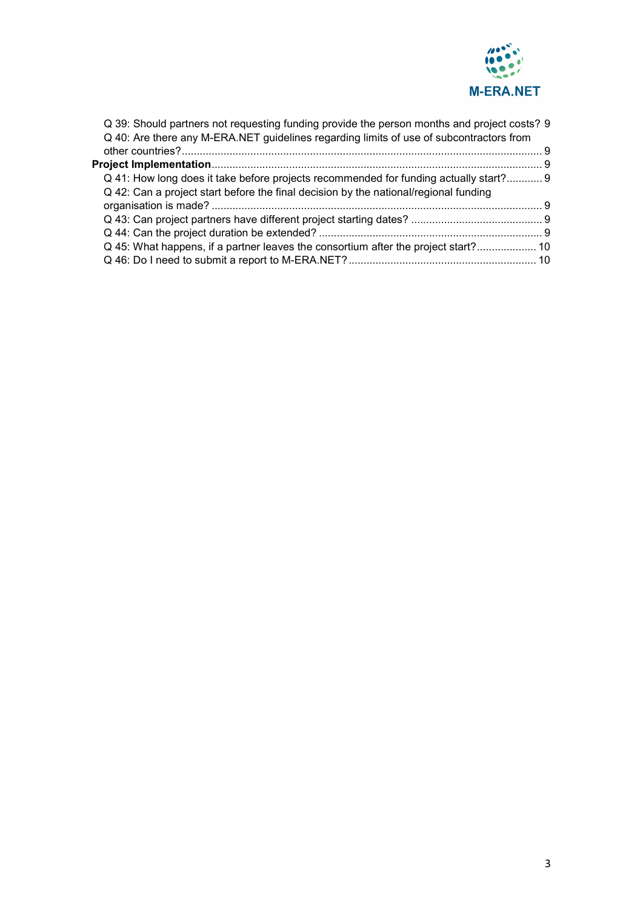Q 39: Should partners not requesting funding provide the person months and project costs? 9

Q 40: Are there any M-ERA.NET guidelines regarding limits of use of subcontractors from other countries? 9

**Project Implementation** 9

Q 41: How long does it take before projects recommended for funding actually start? 9

Q 42: Can a project start before the final decision by the national/regional funding organisation is made? 9

Q 43: Can project partners have different project starting dates? 9

Q 44: Can the project duration be extended? 9

Q 45: What happens, if a partner leaves the consortium after the project start? 10

Q 46: Do I need to submit a report to M-ERA.NET? 10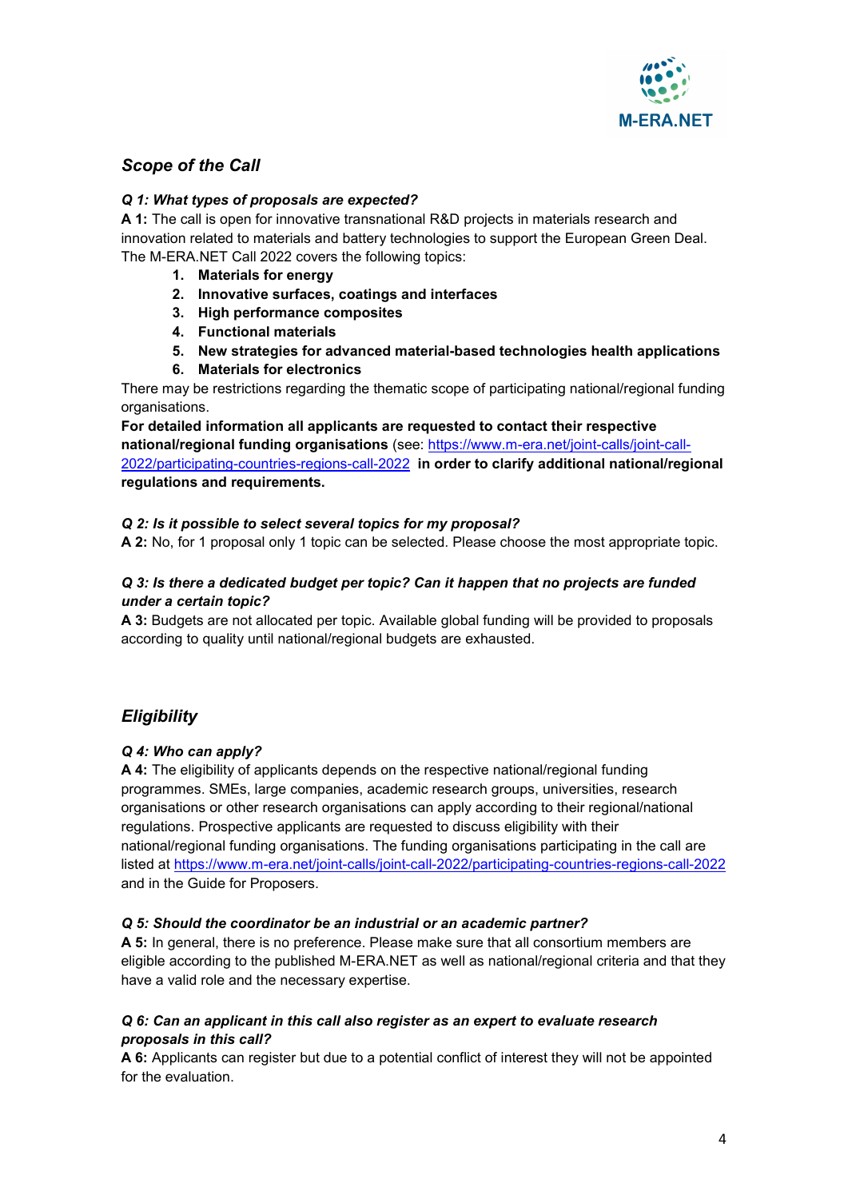## *Scope of the Call*

***Q 1: What types of proposals are expected?***

**A 1:** The call is open for innovative transnational R&D projects in materials research and innovation related to materials and battery technologies to support the European Green Deal. The M-ERA.NET Call 2022 covers the following topics:

1. **Materials for energy**
2. **Innovative surfaces, coatings and interfaces**
3. **High performance composites**
4. **Functional materials**
5. **New strategies for advanced material-based technologies health applications**
6. **Materials for electronics**

There may be restrictions regarding the thematic scope of participating national/regional funding organisations.

**For detailed information all applicants are requested to contact their respective national/regional funding organisations** (see: https://www.m-era.net/joint-calls/joint-call-2022/participating-countries-regions-call-2022 **in order to clarify additional national/regional regulations and requirements.**

***Q 2: Is it possible to select several topics for my proposal?***

**A 2:** No, for 1 proposal only 1 topic can be selected. Please choose the most appropriate topic.

***Q 3: Is there a dedicated budget per topic? Can it happen that no projects are funded under a certain topic?***

**A 3:** Budgets are not allocated per topic. Available global funding will be provided to proposals according to quality until national/regional budgets are exhausted.

## *Eligibility*

***Q 4: Who can apply?***

**A 4:** The eligibility of applicants depends on the respective national/regional funding programmes. SMEs, large companies, academic research groups, universities, research organisations or other research organisations can apply according to their regional/national regulations. Prospective applicants are requested to discuss eligibility with their national/regional funding organisations. The funding organisations participating in the call are listed at https://www.m-era.net/joint-calls/joint-call-2022/participating-countries-regions-call-2022 and in the Guide for Proposers.

***Q 5: Should the coordinator be an industrial or an academic partner?***

**A 5:** In general, there is no preference. Please make sure that all consortium members are eligible according to the published M-ERA.NET as well as national/regional criteria and that they have a valid role and the necessary expertise.

***Q 6: Can an applicant in this call also register as an expert to evaluate research proposals in this call?***

**A 6:** Applicants can register but due to a potential conflict of interest they will not be appointed for the evaluation.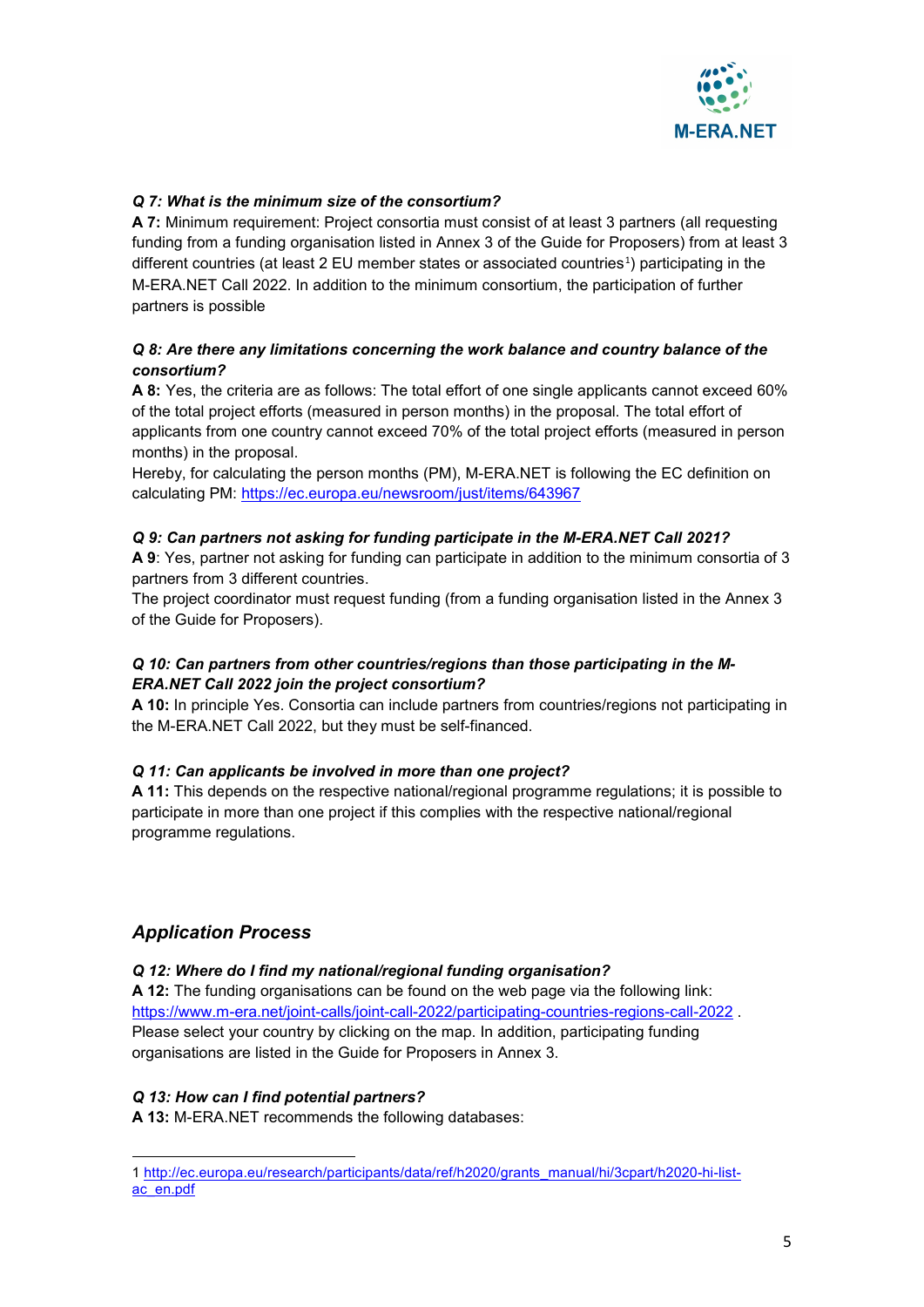***Q 7: What is the minimum size of the consortium?***

**A 7:** Minimum requirement: Project consortia must consist of at least 3 partners (all requesting funding from a funding organisation listed in Annex 3 of the Guide for Proposers) from at least 3 different countries (at least 2 EU member states or associated countries[1]) participating in the M-ERA.NET Call 2022. In addition to the minimum consortium, the participation of further partners is possible

***Q 8: Are there any limitations concerning the work balance and country balance of the consortium?***

**A 8:** Yes, the criteria are as follows: The total effort of one single applicants cannot exceed 60% of the total project efforts (measured in person months) in the proposal. The total effort of applicants from one country cannot exceed 70% of the total project efforts (measured in person months) in the proposal.

Hereby, for calculating the person months (PM), M-ERA.NET is following the EC definition on calculating PM: https://ec.europa.eu/newsroom/just/items/643967

***Q 9: Can partners not asking for funding participate in the M-ERA.NET Call 2021?***

**A 9**: Yes, partner not asking for funding can participate in addition to the minimum consortia of 3 partners from 3 different countries.

The project coordinator must request funding (from a funding organisation listed in the Annex 3 of the Guide for Proposers).

***Q 10: Can partners from other countries/regions than those participating in the M-ERA.NET Call 2022 join the project consortium?***

**A 10:** In principle Yes. Consortia can include partners from countries/regions not participating in the M-ERA.NET Call 2022, but they must be self-financed.

***Q 11: Can applicants be involved in more than one project?***

**A 11:** This depends on the respective national/regional programme regulations; it is possible to participate in more than one project if this complies with the respective national/regional programme regulations.

## *Application Process*

***Q 12: Where do I find my national/regional funding organisation?***

**A 12:** The funding organisations can be found on the web page via the following link: https://www.m-era.net/joint-calls/joint-call-2022/participating-countries-regions-call-2022 . Please select your country by clicking on the map. In addition, participating funding organisations are listed in the Guide for Proposers in Annex 3.

***Q 13: How can I find potential partners?***

**A 13:** M-ERA.NET recommends the following databases:

---

1 http://ec.europa.eu/research/participants/data/ref/h2020/grants_manual/hi/3cpart/h2020-hi-list-ac_en.pdf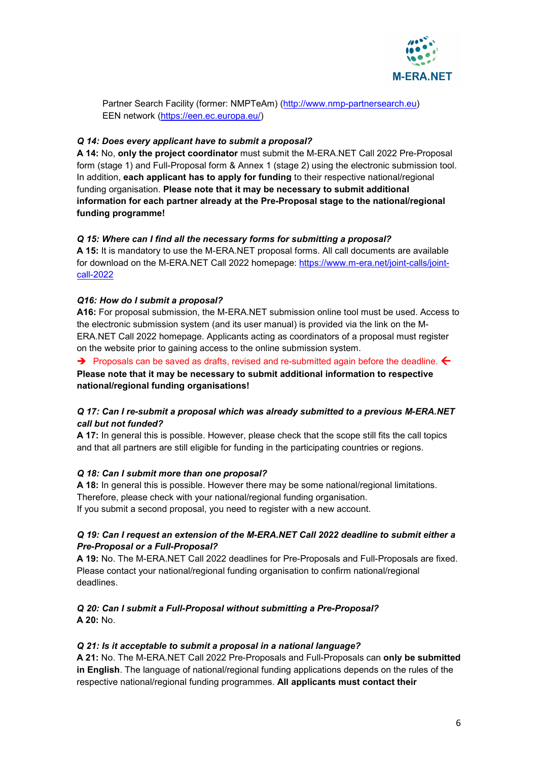Partner Search Facility (former: NMPTeAm) (http://www.nmp-partnersearch.eu)
EEN network (https://een.ec.europa.eu/)

***Q 14: Does every applicant have to submit a proposal?***
**A 14:** No, **only the project coordinator** must submit the M-ERA.NET Call 2022 Pre-Proposal form (stage 1) and Full-Proposal form & Annex 1 (stage 2) using the electronic submission tool. In addition, **each applicant has to apply for funding** to their respective national/regional funding organisation. **Please note that it may be necessary to submit additional information for each partner already at the Pre-Proposal stage to the national/regional funding programme!**

***Q 15: Where can I find all the necessary forms for submitting a proposal?***
**A 15:** It is mandatory to use the M-ERA.NET proposal forms. All call documents are available for download on the M-ERA.NET Call 2022 homepage: https://www.m-era.net/joint-calls/joint-call-2022

***Q16: How do I submit a proposal?***
**A16:** For proposal submission, the M-ERA.NET submission online tool must be used. Access to the electronic submission system (and its user manual) is provided via the link on the M-ERA.NET Call 2022 homepage. Applicants acting as coordinators of a proposal must register on the website prior to gaining access to the online submission system.
→ Proposals can be saved as drafts, revised and re-submitted again before the deadline. ←
**Please note that it may be necessary to submit additional information to respective national/regional funding organisations!**

***Q 17: Can I re-submit a proposal which was already submitted to a previous M-ERA.NET call but not funded?***
**A 17:** In general this is possible. However, please check that the scope still fits the call topics and that all partners are still eligible for funding in the participating countries or regions.

***Q 18: Can I submit more than one proposal?***
**A 18:** In general this is possible. However there may be some national/regional limitations. Therefore, please check with your national/regional funding organisation.
If you submit a second proposal, you need to register with a new account.

***Q 19: Can I request an extension of the M-ERA.NET Call 2022 deadline to submit either a Pre-Proposal or a Full-Proposal?***
**A 19:** No. The M-ERA.NET Call 2022 deadlines for Pre-Proposals and Full-Proposals are fixed. Please contact your national/regional funding organisation to confirm national/regional deadlines.

***Q 20: Can I submit a Full-Proposal without submitting a Pre-Proposal?***
**A 20:** No.

***Q 21: Is it acceptable to submit a proposal in a national language?***
**A 21:** No. The M-ERA.NET Call 2022 Pre-Proposals and Full-Proposals can **only be submitted in English**. The language of national/regional funding applications depends on the rules of the respective national/regional funding programmes. **All applicants must contact their**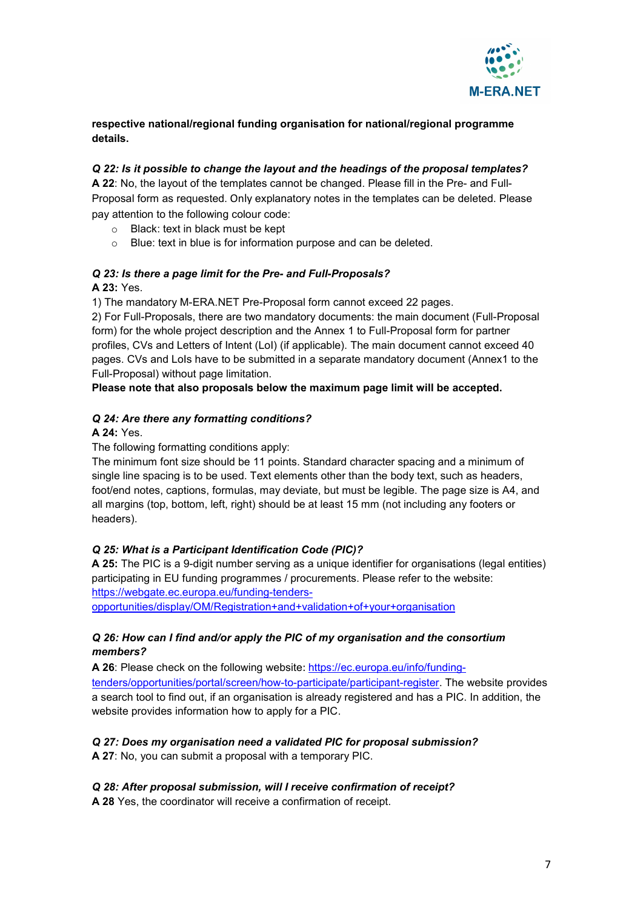**respective national/regional funding organisation for national/regional programme details.**

***Q 22: Is it possible to change the layout and the headings of the proposal templates?***
**A 22**: No, the layout of the templates cannot be changed. Please fill in the Pre- and Full-Proposal form as requested. Only explanatory notes in the templates can be deleted. Please pay attention to the following colour code:

- Black: text in black must be kept
- Blue: text in blue is for information purpose and can be deleted.

***Q 23: Is there a page limit for the Pre- and Full-Proposals?***
**A 23:** Yes.
1) The mandatory M-ERA.NET Pre-Proposal form cannot exceed 22 pages.
2) For Full-Proposals, there are two mandatory documents: the main document (Full-Proposal form) for the whole project description and the Annex 1 to Full-Proposal form for partner profiles, CVs and Letters of Intent (LoI) (if applicable). The main document cannot exceed 40 pages. CVs and LoIs have to be submitted in a separate mandatory document (Annex1 to the Full-Proposal) without page limitation.
**Please note that also proposals below the maximum page limit will be accepted.**

***Q 24: Are there any formatting conditions?***
**A 24:** Yes.
The following formatting conditions apply:
The minimum font size should be 11 points. Standard character spacing and a minimum of single line spacing is to be used. Text elements other than the body text, such as headers, foot/end notes, captions, formulas, may deviate, but must be legible. The page size is A4, and all margins (top, bottom, left, right) should be at least 15 mm (not including any footers or headers).

***Q 25: What is a Participant Identification Code (PIC)?***
**A 25:** The PIC is a 9-digit number serving as a unique identifier for organisations (legal entities) participating in EU funding programmes / procurements. Please refer to the website: https://webgate.ec.europa.eu/funding-tenders-opportunities/display/OM/Registration+and+validation+of+your+organisation

***Q 26: How can I find and/or apply the PIC of my organisation and the consortium members?***
**A 26**: Please check on the following website: https://ec.europa.eu/info/funding-tenders/opportunities/portal/screen/how-to-participate/participant-register. The website provides a search tool to find out, if an organisation is already registered and has a PIC. In addition, the website provides information how to apply for a PIC.

***Q 27: Does my organisation need a validated PIC for proposal submission?***
**A 27**: No, you can submit a proposal with a temporary PIC.

***Q 28: After proposal submission, will I receive confirmation of receipt?***
**A 28** Yes, the coordinator will receive a confirmation of receipt.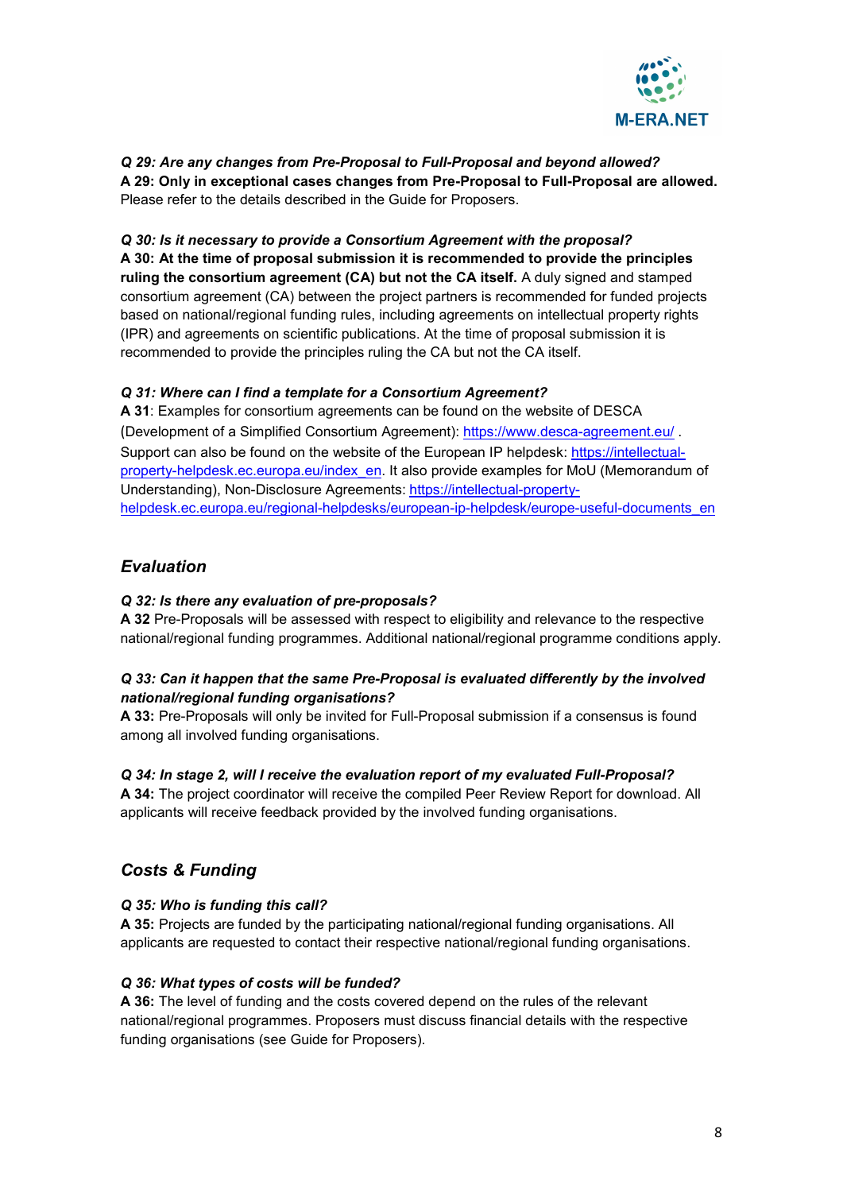***Q 29: Are any changes from Pre-Proposal to Full-Proposal and beyond allowed?***
**A 29: Only in exceptional cases changes from Pre-Proposal to Full-Proposal are allowed.** Please refer to the details described in the Guide for Proposers.

***Q 30: Is it necessary to provide a Consortium Agreement with the proposal?***
**A 30: At the time of proposal submission it is recommended to provide the principles ruling the consortium agreement (CA) but not the CA itself.** A duly signed and stamped consortium agreement (CA) between the project partners is recommended for funded projects based on national/regional funding rules, including agreements on intellectual property rights (IPR) and agreements on scientific publications. At the time of proposal submission it is recommended to provide the principles ruling the CA but not the CA itself.

***Q 31: Where can I find a template for a Consortium Agreement?***
**A 31**: Examples for consortium agreements can be found on the website of DESCA (Development of a Simplified Consortium Agreement): [https://www.desca-agreement.eu/](https://www.desca-agreement.eu/) . Support can also be found on the website of the European IP helpdesk: [https://intellectual-property-helpdesk.ec.europa.eu/index_en](https://intellectual-property-helpdesk.ec.europa.eu/index_en). It also provide examples for MoU (Memorandum of Understanding), Non-Disclosure Agreements: [https://intellectual-property-helpdesk.ec.europa.eu/regional-helpdesks/european-ip-helpdesk/europe-useful-documents_en](https://intellectual-property-helpdesk.ec.europa.eu/regional-helpdesks/european-ip-helpdesk/europe-useful-documents_en)

## *Evaluation*

***Q 32: Is there any evaluation of pre-proposals?***
**A 32** Pre-Proposals will be assessed with respect to eligibility and relevance to the respective national/regional funding programmes. Additional national/regional programme conditions apply.

***Q 33: Can it happen that the same Pre-Proposal is evaluated differently by the involved national/regional funding organisations?***
**A 33:** Pre-Proposals will only be invited for Full-Proposal submission if a consensus is found among all involved funding organisations.

***Q 34: In stage 2, will I receive the evaluation report of my evaluated Full-Proposal?***
**A 34:** The project coordinator will receive the compiled Peer Review Report for download. All applicants will receive feedback provided by the involved funding organisations.

## *Costs & Funding*

***Q 35: Who is funding this call?***
**A 35:** Projects are funded by the participating national/regional funding organisations. All applicants are requested to contact their respective national/regional funding organisations.

***Q 36: What types of costs will be funded?***
**A 36:** The level of funding and the costs covered depend on the rules of the relevant national/regional programmes. Proposers must discuss financial details with the respective funding organisations (see Guide for Proposers).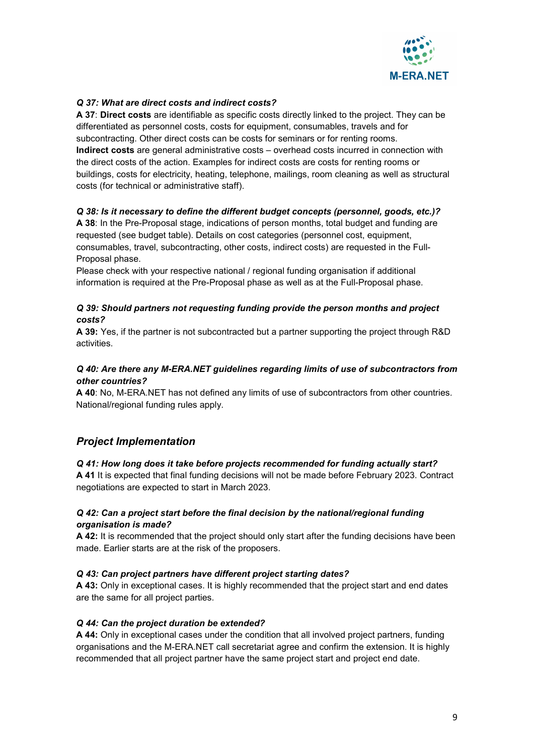***Q 37: What are direct costs and indirect costs?***

**A 37**: **Direct costs** are identifiable as specific costs directly linked to the project. They can be differentiated as personnel costs, costs for equipment, consumables, travels and for subcontracting. Other direct costs can be costs for seminars or for renting rooms.
**Indirect costs** are general administrative costs – overhead costs incurred in connection with the direct costs of the action. Examples for indirect costs are costs for renting rooms or buildings, costs for electricity, heating, telephone, mailings, room cleaning as well as structural costs (for technical or administrative staff).

***Q 38: Is it necessary to define the different budget concepts (personnel, goods, etc.)?***

**A 38**: In the Pre-Proposal stage, indications of person months, total budget and funding are requested (see budget table). Details on cost categories (personnel cost, equipment, consumables, travel, subcontracting, other costs, indirect costs) are requested in the Full-Proposal phase.
Please check with your respective national / regional funding organisation if additional information is required at the Pre-Proposal phase as well as at the Full-Proposal phase.

***Q 39: Should partners not requesting funding provide the person months and project costs?***

**A 39:** Yes, if the partner is not subcontracted but a partner supporting the project through R&D activities.

***Q 40: Are there any M-ERA.NET guidelines regarding limits of use of subcontractors from other countries?***

**A 40**: No, M-ERA.NET has not defined any limits of use of subcontractors from other countries. National/regional funding rules apply.

## *Project Implementation*

***Q 41: How long does it take before projects recommended for funding actually start?***

**A 41** It is expected that final funding decisions will not be made before February 2023. Contract negotiations are expected to start in March 2023.

***Q 42: Can a project start before the final decision by the national/regional funding organisation is made?***

**A 42:** It is recommended that the project should only start after the funding decisions have been made. Earlier starts are at the risk of the proposers.

***Q 43: Can project partners have different project starting dates?***

**A 43:** Only in exceptional cases. It is highly recommended that the project start and end dates are the same for all project parties.

***Q 44: Can the project duration be extended?***

**A 44:** Only in exceptional cases under the condition that all involved project partners, funding organisations and the M-ERA.NET call secretariat agree and confirm the extension. It is highly recommended that all project partner have the same project start and project end date.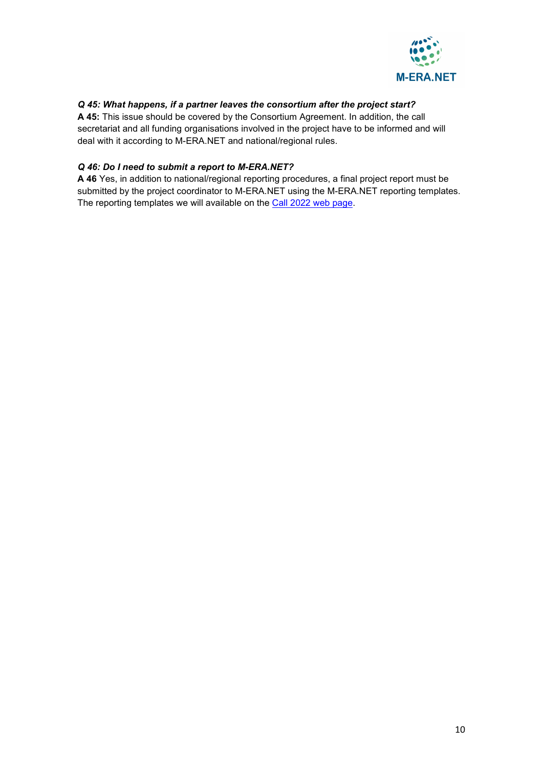***Q 45: What happens, if a partner leaves the consortium after the project start?***

**A 45:** This issue should be covered by the Consortium Agreement. In addition, the call secretariat and all funding organisations involved in the project have to be informed and will deal with it according to M-ERA.NET and national/regional rules.

***Q 46: Do I need to submit a report to M-ERA.NET?***

**A 46** Yes, in addition to national/regional reporting procedures, a final project report must be submitted by the project coordinator to M-ERA.NET using the M-ERA.NET reporting templates. The reporting templates we will available on the Call 2022 web page.